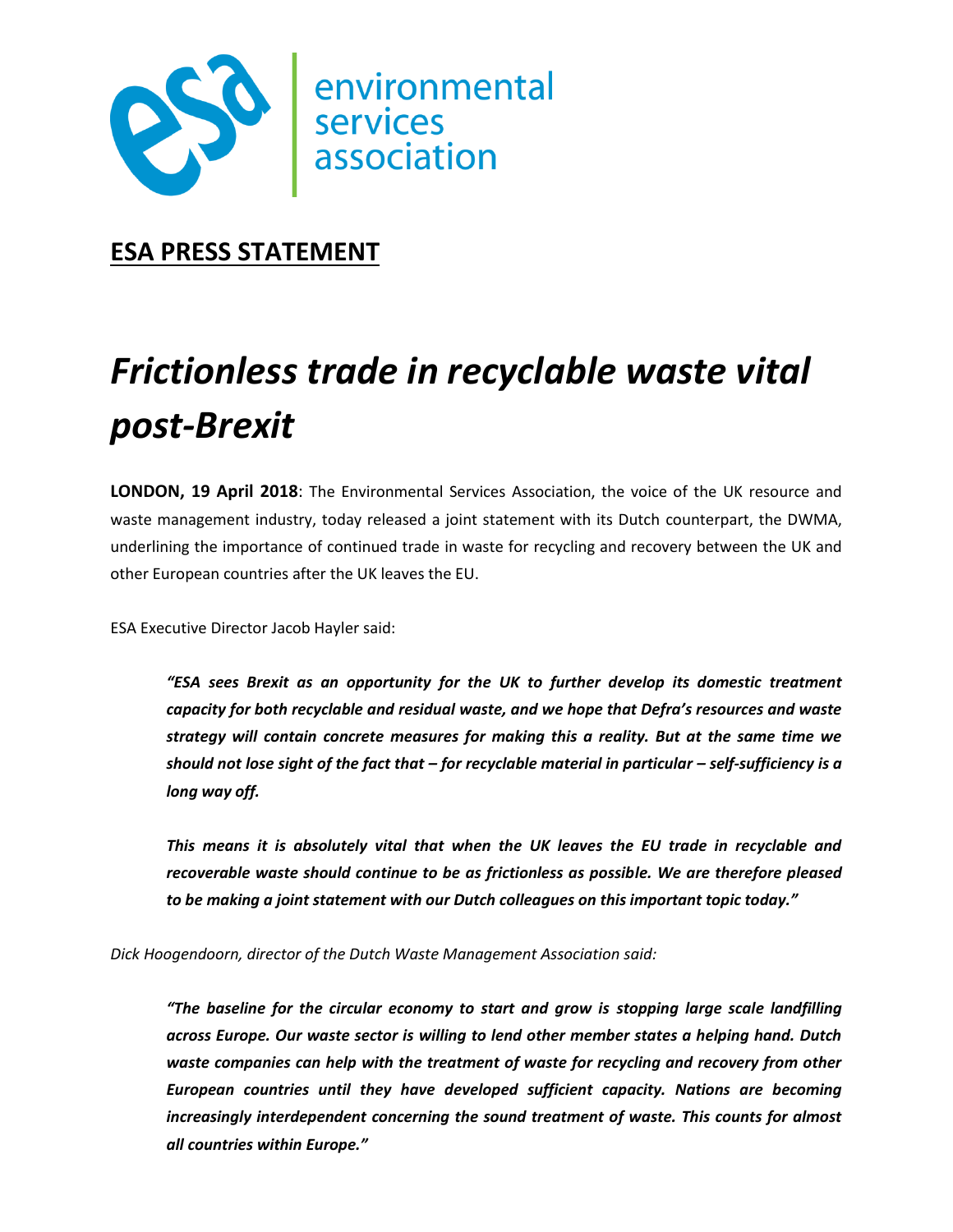environmental services association

## ESA PRESS STATEMENT

# *Frictionless trade in recyclable waste vital post-Brexit*

**LONDON, 19 April 2018**: The Environmental Services Association, the voice of the UK resource and waste management industry, today released a joint statement with its Dutch counterpart, the DWMA, underlining the importance of continued trade in waste for recycling and recovery between the UK and other European countries after the UK leaves the EU.

ESA Executive Director Jacob Hayler said:

> ***"ESA sees Brexit as an opportunity for the UK to further develop its domestic treatment capacity for both recyclable and residual waste, and we hope that Defra's resources and waste strategy will contain concrete measures for making this a reality. But at the same time we should not lose sight of the fact that – for recyclable material in particular – self-sufficiency is a long way off.***
>
> ***This means it is absolutely vital that when the UK leaves the EU trade in recyclable and recoverable waste should continue to be as frictionless as possible. We are therefore pleased to be making a joint statement with our Dutch colleagues on this important topic today."***

*Dick Hoogendoorn, director of the Dutch Waste Management Association said:*

> ***"The baseline for the circular economy to start and grow is stopping large scale landfilling across Europe. Our waste sector is willing to lend other member states a helping hand. Dutch waste companies can help with the treatment of waste for recycling and recovery from other European countries until they have developed sufficient capacity. Nations are becoming increasingly interdependent concerning the sound treatment of waste. This counts for almost all countries within Europe."***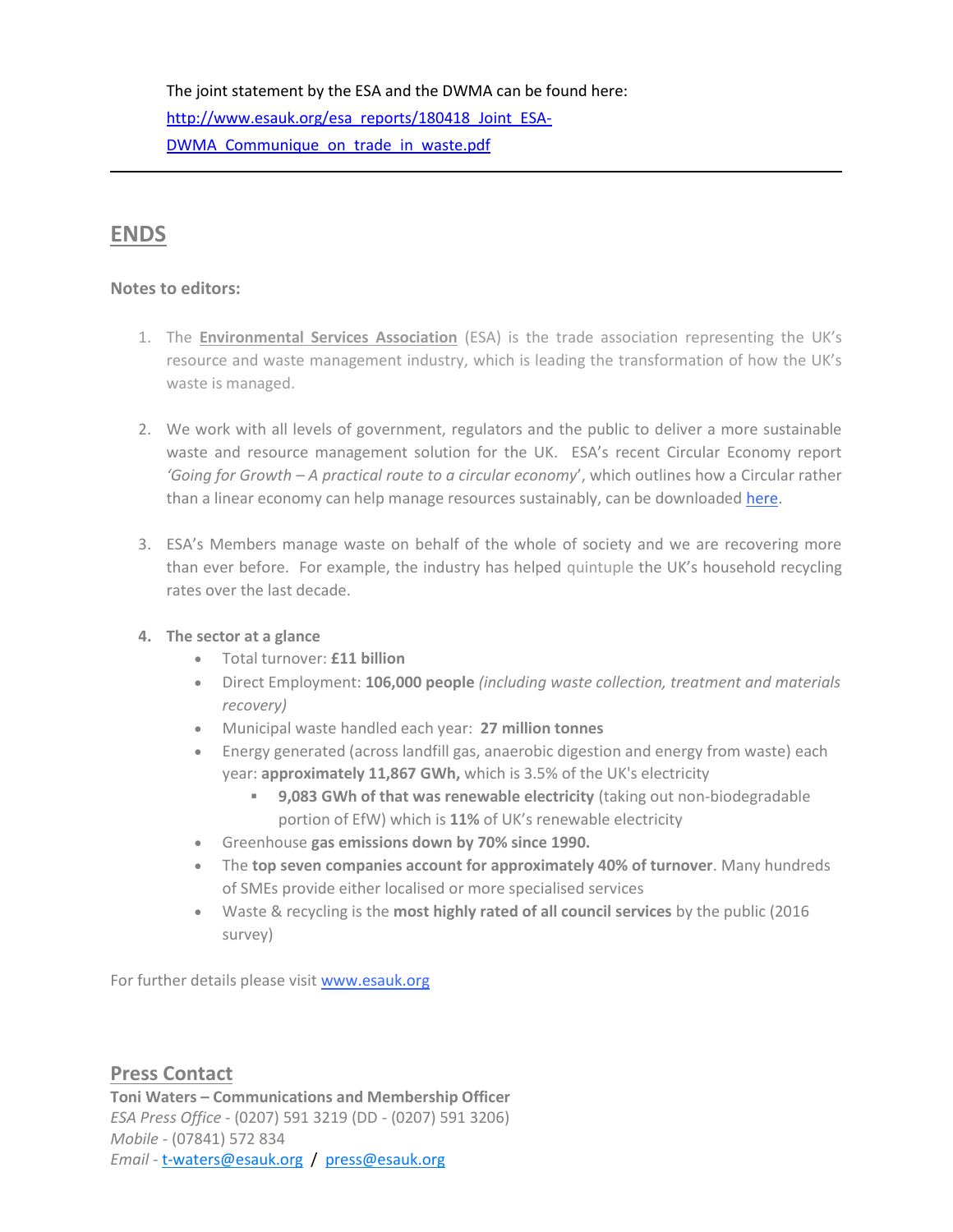The joint statement by the ESA and the DWMA can be found here:
[http://www.esauk.org/esa_reports/180418_Joint_ESA-DWMA_Communique_on_trade_in_waste.pdf](http://www.esauk.org/esa_reports/180418_Joint_ESA-DWMA_Communique_on_trade_in_waste.pdf)

---

## ENDS

**Notes to editors:**

1. The **Environmental Services Association** (ESA) is the trade association representing the UK's resource and waste management industry, which is leading the transformation of how the UK's waste is managed.

2. We work with all levels of government, regulators and the public to deliver a more sustainable waste and resource management solution for the UK. ESA's recent Circular Economy report *'Going for Growth – A practical route to a circular economy*', which outlines how a Circular rather than a linear economy can help manage resources sustainably, can be downloaded here.

3. ESA's Members manage waste on behalf of the whole of society and we are recovering more than ever before. For example, the industry has helped quintuple the UK's household recycling rates over the last decade.

4. **The sector at a glance**
   - Total turnover: **£11 billion**
   - Direct Employment: **106,000 people** *(including waste collection, treatment and materials recovery)*
   - Municipal waste handled each year: **27 million tonnes**
   - Energy generated (across landfill gas, anaerobic digestion and energy from waste) each year: **approximately 11,867 GWh,** which is 3.5% of the UK's electricity
     - **9,083 GWh of that was renewable electricity** (taking out non-biodegradable portion of EfW) which is **11%** of UK's renewable electricity
   - Greenhouse **gas emissions down by 70% since 1990.**
   - The **top seven companies account for approximately 40% of turnover**. Many hundreds of SMEs provide either localised or more specialised services
   - Waste & recycling is the **most highly rated of all council services** by the public (2016 survey)

For further details please visit [www.esauk.org](http://www.esauk.org)

## Press Contact

**Toni Waters – Communications and Membership Officer**
*ESA Press Office* - (0207) 591 3219 (DD - (0207) 591 3206)
*Mobile* - (07841) 572 834
*Email* - t-waters@esauk.org / press@esauk.org